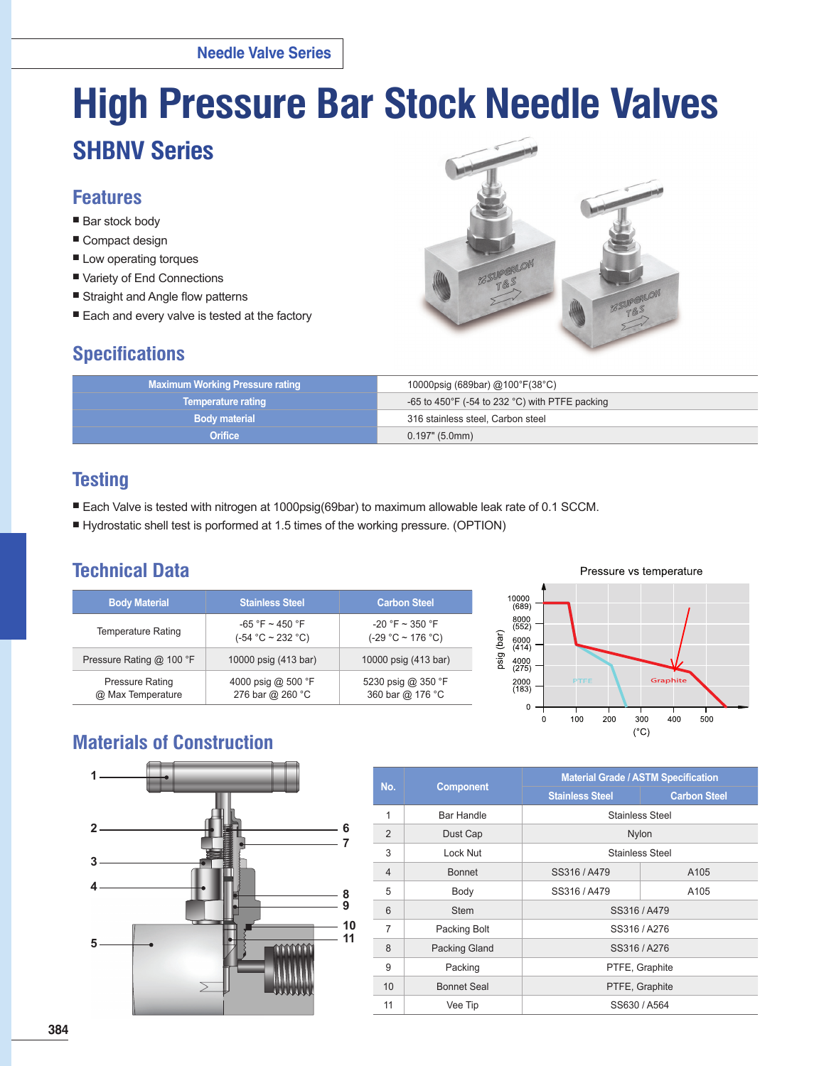Needle Valve Series

# High Pressure Bar Stock Needle Valves

## SHBNV Series

### Features

- Bar stock body
- Compact design
- Low operating torques
- Variety of End Connections
- Straight and Angle flow patterns
- Each and every valve is tested at the factory

### Specifications

| | |
|---|---|
| Maximum Working Pressure rating | 10000psig (689bar) @100°F(38°C) |
| Temperature rating | -65 to 450°F (-54 to 232 °C) with PTFE packing |
| Body material | 316 stainless steel, Carbon steel |
| Orifice | 0.197" (5.0mm) |

### Testing

- Each Valve is tested with nitrogen at 1000psig(69bar) to maximum allowable leak rate of 0.1 SCCM.
- Hydrostatic shell test is performed at 1.5 times of the working pressure. (OPTION)

### Technical Data

| Body Material | Stainless Steel | Carbon Steel |
|---|---|---|
| Temperature Rating | -65 °F ~ 450 °F (-54 °C ~ 232 °C) | -20 °F ~ 350 °F (-29 °C ~ 176 °C) |
| Pressure Rating @ 100 °F | 10000 psig (413 bar) | 10000 psig (413 bar) |
| Pressure Rating @ Max Temperature | 4000 psig @ 500 °F 276 bar @ 260 °C | 5230 psig @ 350 °F 360 bar @ 176 °C |

Pressure vs temperature

### Materials of Construction

| No. | Component | Material Grade / ASTM Specification | |
|---|---|---|---|
| | | Stainless Steel | Carbon Steel |
| 1 | Bar Handle | Stainless Steel | |
| 2 | Dust Cap | Nylon | |
| 3 | Lock Nut | Stainless Steel | |
| 4 | Bonnet | SS316 / A479 | A105 |
| 5 | Body | SS316 / A479 | A105 |
| 6 | Stem | SS316 / A479 | |
| 7 | Packing Bolt | SS316 / A276 | |
| 8 | Packing Gland | SS316 / A276 | |
| 9 | Packing | PTFE, Graphite | |
| 10 | Bonnet Seal | PTFE, Graphite | |
| 11 | Vee Tip | SS630 / A564 | |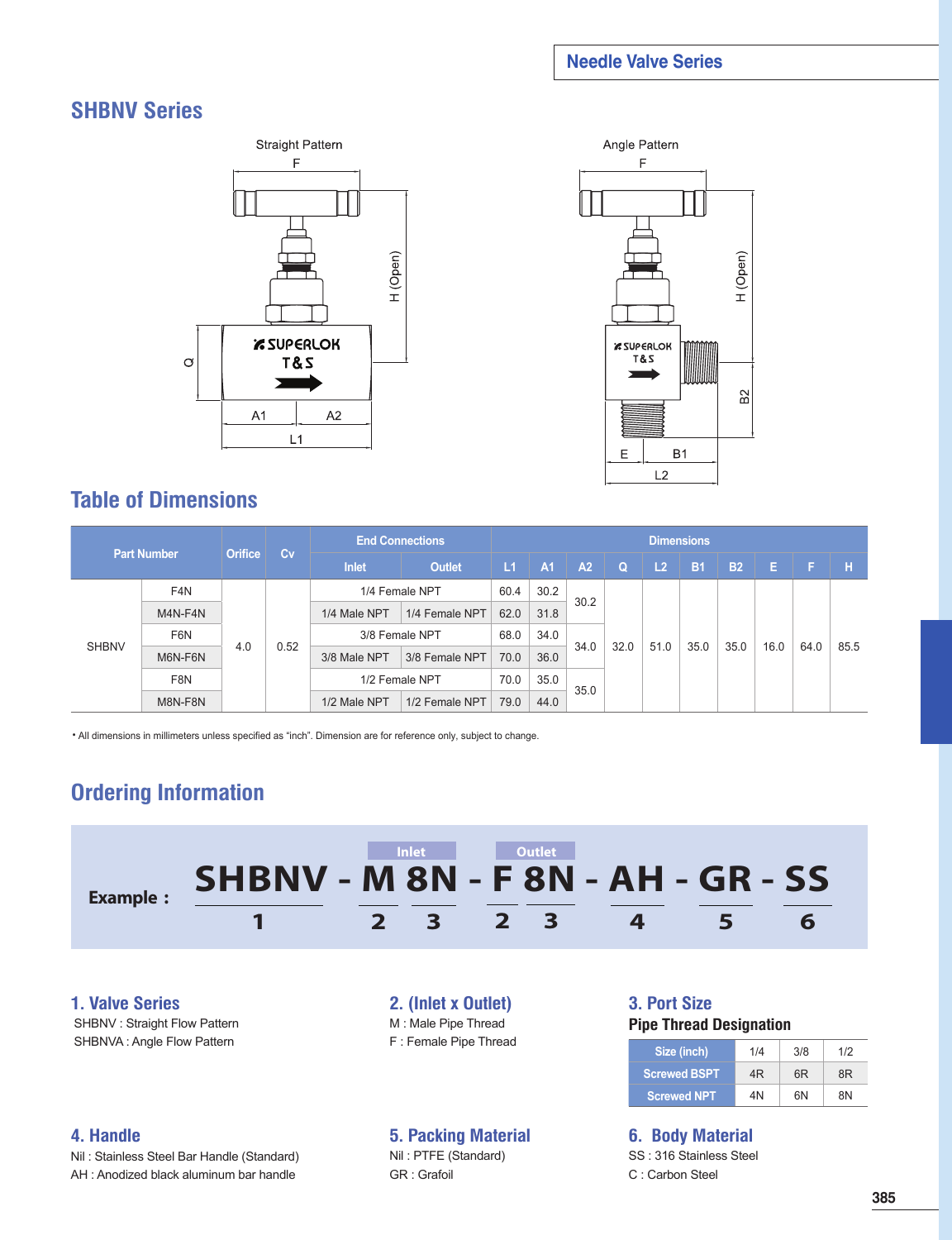## Needle Valve Series

# SHBNV Series

Straight Pattern

F

H (Open)

Q

A1 A2

L1

Angle Pattern

F

H (Open)

B2

E B1

L2

## Table of Dimensions

| Part Number | | Orifice | Cv | End Connections | | Dimensions | | | | | | | | | |
|---|---|---|---|---|---|---|---|---|---|---|---|---|---|---|---|
| | | | | Inlet | Outlet | L1 | A1 | A2 | Q | L2 | B1 | B2 | E | F | H |
| SHBNV | F4N | 4.0 | 0.52 | 1/4 Female NPT | | 60.4 | 30.2 | 30.2 | 32.0 | 51.0 | 35.0 | 35.0 | 16.0 | 64.0 | 85.5 |
| | M4N-F4N | | | 1/4 Male NPT | 1/4 Female NPT | 62.0 | 31.8 | | | | | | | | |
| | F6N | | | 3/8 Female NPT | | 68.0 | 34.0 | 34.0 | | | | | | | |
| | M6N-F6N | | | 3/8 Male NPT | 3/8 Female NPT | 70.0 | 36.0 | | | | | | | | |
| | F8N | | | 1/2 Female NPT | | 70.0 | 35.0 | 35.0 | | | | | | | |
| | M8N-F8N | | | 1/2 Male NPT | 1/2 Female NPT | 79.0 | 44.0 | | | | | | | | |

• All dimensions in millimeters unless specified as "inch". Dimension are for reference only, subject to change.

## Ordering Information

**Example :** **SHBNV - M 8N - F 8N - AH - GR - SS**

- SHBNV → 1
- M (Inlet) → 2, 8N (Inlet) → 3
- F (Outlet) → 2, 8N (Outlet) → 3
- AH → 4
- GR → 5
- SS → 6

### 1. Valve Series

SHBNV : Straight Flow Pattern
SHBNVA : Angle Flow Pattern

### 2. (Inlet x Outlet)

M : Male Pipe Thread
F : Female Pipe Thread

### 3. Port Size

**Pipe Thread Designation**

| Size (inch) | 1/4 | 3/8 | 1/2 |
|---|---|---|---|
| Screwed BSPT | 4R | 6R | 8R |
| Screwed NPT | 4N | 6N | 8N |

### 4. Handle

Nil : Stainless Steel Bar Handle (Standard)
AH : Anodized black aluminum bar handle

### 5. Packing Material

Nil : PTFE (Standard)
GR : Grafoil

### 6. Body Material

SS : 316 Stainless Steel
C : Carbon Steel